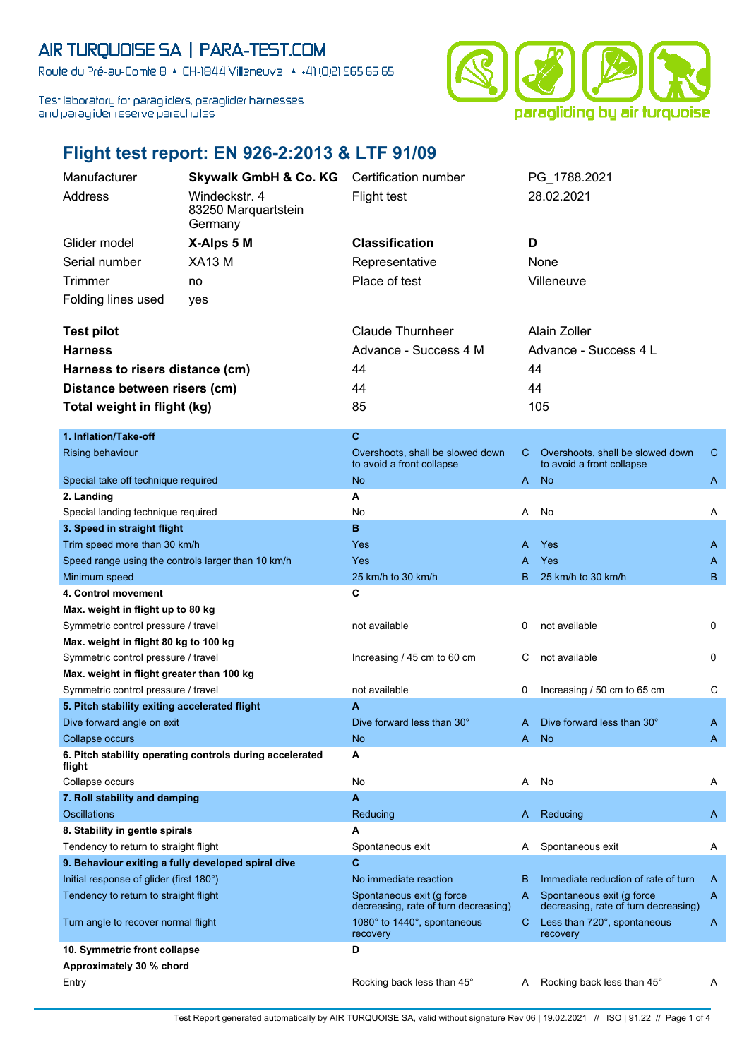AIR TURQUOISE SA | PARA-TEST.COM

Route du Pré-au-Comte 8 ▲ CH-1844 Villeneuve ▲ +41 (0)21 965 65 65

Test laboratory for paragliders, paraglider harnesses and paraglider reserve parachutes

paragliding by air turquoise

# Flight test report: EN 926-2:2013 & LTF 91/09

| | | | |
|---|---|---|---|
| Manufacturer | **Skywalk GmbH & Co. KG** | Certification number | PG_1788.2021 |
| Address | Windeckstr. 4<br>83250 Marquartstein<br>Germany | Flight test | 28.02.2021 |
| Glider model | **X-Alps 5 M** | **Classification** | **D** |
| Serial number | XA13 M | Representative | None |
| Trimmer | no | Place of test | Villeneuve |
| Folding lines used | yes | | |

| | | |
|---|---|---|
| **Test pilot** | Claude Thurnheer | Alain Zoller |
| **Harness** | Advance - Success 4 M | Advance - Success 4 L |
| **Harness to risers distance (cm)** | 44 | 44 |
| **Distance between risers (cm)** | 44 | 44 |
| **Total weight in flight (kg)** | 85 | 105 |

| | | | | |
|---|---|---|---|---|
| **1. Inflation/Take-off** | **C** | | | |
| Rising behaviour | Overshoots, shall be slowed down to avoid a front collapse | C | Overshoots, shall be slowed down to avoid a front collapse | C |
| Special take off technique required | No | A | No | A |
| **2. Landing** | **A** | | | |
| Special landing technique required | No | A | No | A |
| **3. Speed in straight flight** | **B** | | | |
| Trim speed more than 30 km/h | Yes | A | Yes | A |
| Speed range using the controls larger than 10 km/h | Yes | A | Yes | A |
| Minimum speed | 25 km/h to 30 km/h | B | 25 km/h to 30 km/h | B |
| **4. Control movement** | **C** | | | |
| **Max. weight in flight up to 80 kg** | | | | |
| Symmetric control pressure / travel | not available | 0 | not available | 0 |
| **Max. weight in flight 80 kg to 100 kg** | | | | |
| Symmetric control pressure / travel | Increasing / 45 cm to 60 cm | C | not available | 0 |
| **Max. weight in flight greater than 100 kg** | | | | |
| Symmetric control pressure / travel | not available | 0 | Increasing / 50 cm to 65 cm | C |
| **5. Pitch stability exiting accelerated flight** | **A** | | | |
| Dive forward angle on exit | Dive forward less than 30° | A | Dive forward less than 30° | A |
| Collapse occurs | No | A | No | A |
| **6. Pitch stability operating controls during accelerated flight** | **A** | | | |
| Collapse occurs | No | A | No | A |
| **7. Roll stability and damping** | **A** | | | |
| Oscillations | Reducing | A | Reducing | A |
| **8. Stability in gentle spirals** | **A** | | | |
| Tendency to return to straight flight | Spontaneous exit | A | Spontaneous exit | A |
| **9. Behaviour exiting a fully developed spiral dive** | **C** | | | |
| Initial response of glider (first 180°) | No immediate reaction | B | Immediate reduction of rate of turn | A |
| Tendency to return to straight flight | Spontaneous exit (g force decreasing, rate of turn decreasing) | A | Spontaneous exit (g force decreasing, rate of turn decreasing) | A |
| Turn angle to recover normal flight | 1080° to 1440°, spontaneous recovery | C | Less than 720°, spontaneous recovery | A |
| **10. Symmetric front collapse** | **D** | | | |
| **Approximately 30 % chord** | | | | |
| Entry | Rocking back less than 45° | A | Rocking back less than 45° | A |

Test Report generated automatically by AIR TURQUOISE SA, valid without signature Rev 06 | 19.02.2021 // ISO | 91.22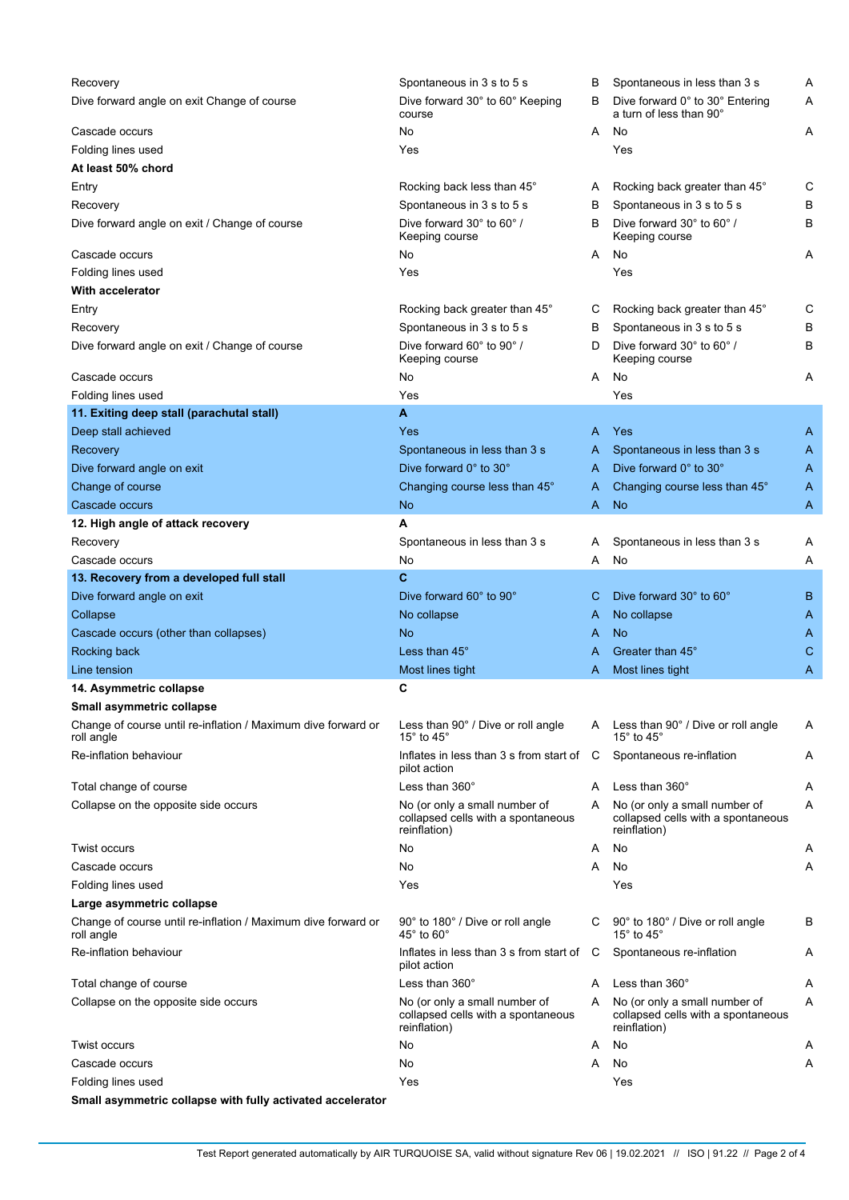| | | | | |
|---|---|---|---|---|
| Recovery | Spontaneous in 3 s to 5 s | B | Spontaneous in less than 3 s | A |
| Dive forward angle on exit Change of course | Dive forward 30° to 60° Keeping course | B | Dive forward 0° to 30° Entering a turn of less than 90° | A |
| Cascade occurs | No | A | No | A |
| Folding lines used | Yes | | Yes | |
| **At least 50% chord** | | | | |
| Entry | Rocking back less than 45° | A | Rocking back greater than 45° | C |
| Recovery | Spontaneous in 3 s to 5 s | B | Spontaneous in 3 s to 5 s | B |
| Dive forward angle on exit / Change of course | Dive forward 30° to 60° / Keeping course | B | Dive forward 30° to 60° / Keeping course | B |
| Cascade occurs | No | A | No | A |
| Folding lines used | Yes | | Yes | |
| **With accelerator** | | | | |
| Entry | Rocking back greater than 45° | C | Rocking back greater than 45° | C |
| Recovery | Spontaneous in 3 s to 5 s | B | Spontaneous in 3 s to 5 s | B |
| Dive forward angle on exit / Change of course | Dive forward 60° to 90° / Keeping course | D | Dive forward 30° to 60° / Keeping course | B |
| Cascade occurs | No | A | No | A |
| Folding lines used | Yes | | Yes | |
| **11. Exiting deep stall (parachutal stall)** | **A** | | | |
| Deep stall achieved | Yes | A | Yes | A |
| Recovery | Spontaneous in less than 3 s | A | Spontaneous in less than 3 s | A |
| Dive forward angle on exit | Dive forward 0° to 30° | A | Dive forward 0° to 30° | A |
| Change of course | Changing course less than 45° | A | Changing course less than 45° | A |
| Cascade occurs | No | A | No | A |
| **12. High angle of attack recovery** | **A** | | | |
| Recovery | Spontaneous in less than 3 s | A | Spontaneous in less than 3 s | A |
| Cascade occurs | No | A | No | A |
| **13. Recovery from a developed full stall** | **C** | | | |
| Dive forward angle on exit | Dive forward 60° to 90° | C | Dive forward 30° to 60° | B |
| Collapse | No collapse | A | No collapse | A |
| Cascade occurs (other than collapses) | No | A | No | A |
| Rocking back | Less than 45° | A | Greater than 45° | C |
| Line tension | Most lines tight | A | Most lines tight | A |
| **14. Asymmetric collapse** | **C** | | | |
| **Small asymmetric collapse** | | | | |
| Change of course until re-inflation / Maximum dive forward or roll angle | Less than 90° / Dive or roll angle 15° to 45° | A | Less than 90° / Dive or roll angle 15° to 45° | A |
| Re-inflation behaviour | Inflates in less than 3 s from start of pilot action | C | Spontaneous re-inflation | A |
| Total change of course | Less than 360° | A | Less than 360° | A |
| Collapse on the opposite side occurs | No (or only a small number of collapsed cells with a spontaneous reinflation) | A | No (or only a small number of collapsed cells with a spontaneous reinflation) | A |
| Twist occurs | No | A | No | A |
| Cascade occurs | No | A | No | A |
| Folding lines used | Yes | | Yes | |
| **Large asymmetric collapse** | | | | |
| Change of course until re-inflation / Maximum dive forward or roll angle | 90° to 180° / Dive or roll angle 45° to 60° | C | 90° to 180° / Dive or roll angle 15° to 45° | B |
| Re-inflation behaviour | Inflates in less than 3 s from start of pilot action | C | Spontaneous re-inflation | A |
| Total change of course | Less than 360° | A | Less than 360° | A |
| Collapse on the opposite side occurs | No (or only a small number of collapsed cells with a spontaneous reinflation) | A | No (or only a small number of collapsed cells with a spontaneous reinflation) | A |
| Twist occurs | No | A | No | A |
| Cascade occurs | No | A | No | A |
| Folding lines used | Yes | | Yes | |
| **Small asymmetric collapse with fully activated accelerator** | | | | |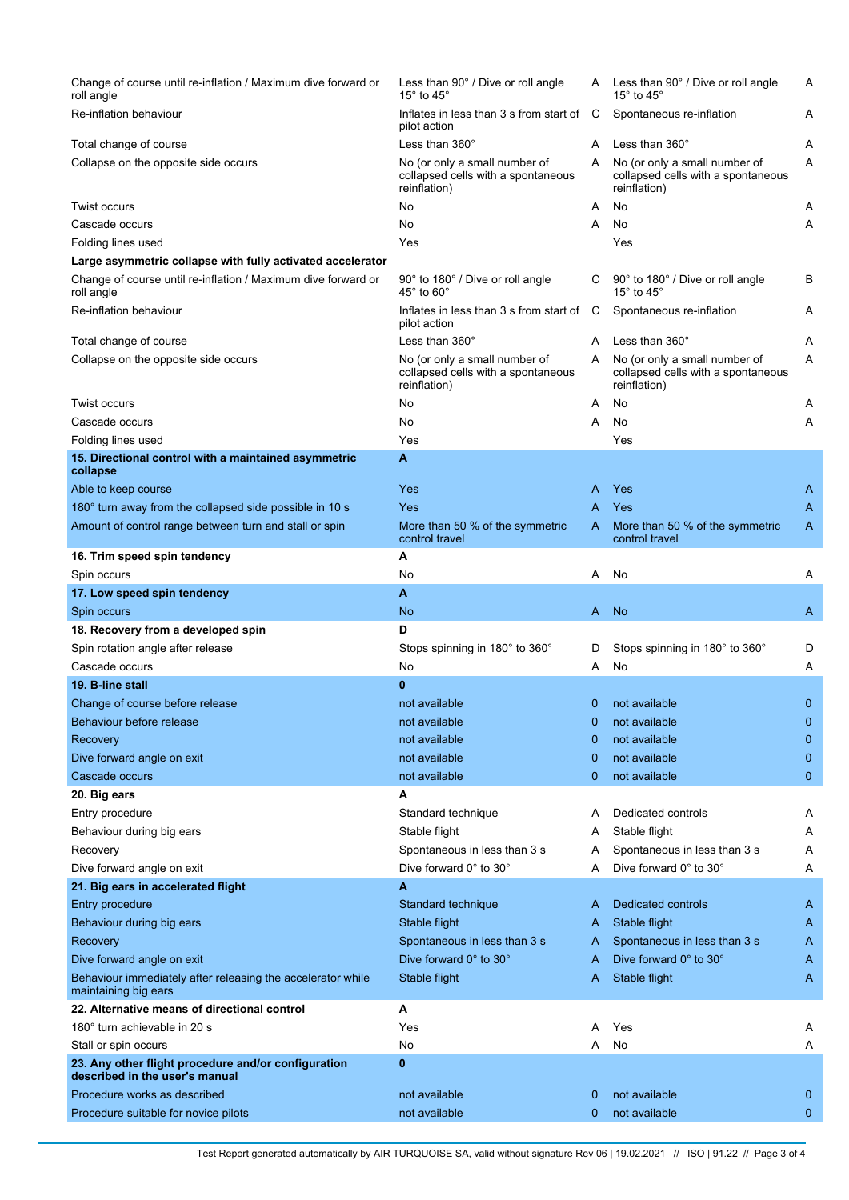| | | | | |
|---|---|---|---|---|
| Change of course until re-inflation / Maximum dive forward or roll angle | Less than 90° / Dive or roll angle 15° to 45° | A | Less than 90° / Dive or roll angle 15° to 45° | A |
| Re-inflation behaviour | Inflates in less than 3 s from start of pilot action | C | Spontaneous re-inflation | A |
| Total change of course | Less than 360° | A | Less than 360° | A |
| Collapse on the opposite side occurs | No (or only a small number of collapsed cells with a spontaneous reinflation) | A | No (or only a small number of collapsed cells with a spontaneous reinflation) | A |
| Twist occurs | No | A | No | A |
| Cascade occurs | No | A | No | A |
| Folding lines used | Yes | | Yes | |
| **Large asymmetric collapse with fully activated accelerator** | | | | |
| Change of course until re-inflation / Maximum dive forward or roll angle | 90° to 180° / Dive or roll angle 45° to 60° | C | 90° to 180° / Dive or roll angle 15° to 45° | B |
| Re-inflation behaviour | Inflates in less than 3 s from start of pilot action | C | Spontaneous re-inflation | A |
| Total change of course | Less than 360° | A | Less than 360° | A |
| Collapse on the opposite side occurs | No (or only a small number of collapsed cells with a spontaneous reinflation) | A | No (or only a small number of collapsed cells with a spontaneous reinflation) | A |
| Twist occurs | No | A | No | A |
| Cascade occurs | No | A | No | A |
| Folding lines used | Yes | | Yes | |
| **15. Directional control with a maintained asymmetric collapse** | **A** | | | |
| Able to keep course | Yes | A | Yes | A |
| 180° turn away from the collapsed side possible in 10 s | Yes | A | Yes | A |
| Amount of control range between turn and stall or spin | More than 50 % of the symmetric control travel | A | More than 50 % of the symmetric control travel | A |
| **16. Trim speed spin tendency** | **A** | | | |
| Spin occurs | No | A | No | A |
| **17. Low speed spin tendency** | **A** | | | |
| Spin occurs | No | A | No | A |
| **18. Recovery from a developed spin** | **D** | | | |
| Spin rotation angle after release | Stops spinning in 180° to 360° | D | Stops spinning in 180° to 360° | D |
| Cascade occurs | No | A | No | A |
| **19. B-line stall** | **0** | | | |
| Change of course before release | not available | 0 | not available | 0 |
| Behaviour before release | not available | 0 | not available | 0 |
| Recovery | not available | 0 | not available | 0 |
| Dive forward angle on exit | not available | 0 | not available | 0 |
| Cascade occurs | not available | 0 | not available | 0 |
| **20. Big ears** | **A** | | | |
| Entry procedure | Standard technique | A | Dedicated controls | A |
| Behaviour during big ears | Stable flight | A | Stable flight | A |
| Recovery | Spontaneous in less than 3 s | A | Spontaneous in less than 3 s | A |
| Dive forward angle on exit | Dive forward 0° to 30° | A | Dive forward 0° to 30° | A |
| **21. Big ears in accelerated flight** | **A** | | | |
| Entry procedure | Standard technique | A | Dedicated controls | A |
| Behaviour during big ears | Stable flight | A | Stable flight | A |
| Recovery | Spontaneous in less than 3 s | A | Spontaneous in less than 3 s | A |
| Dive forward angle on exit | Dive forward 0° to 30° | A | Dive forward 0° to 30° | A |
| Behaviour immediately after releasing the accelerator while maintaining big ears | Stable flight | A | Stable flight | A |
| **22. Alternative means of directional control** | **A** | | | |
| 180° turn achievable in 20 s | Yes | A | Yes | A |
| Stall or spin occurs | No | A | No | A |
| **23. Any other flight procedure and/or configuration described in the user's manual** | **0** | | | |
| Procedure works as described | not available | 0 | not available | 0 |
| Procedure suitable for novice pilots | not available | 0 | not available | 0 |

Test Report generated automatically by AIR TURQUOISE SA, valid without signature Rev 06 | 19.02.2021 // ISO | 91.22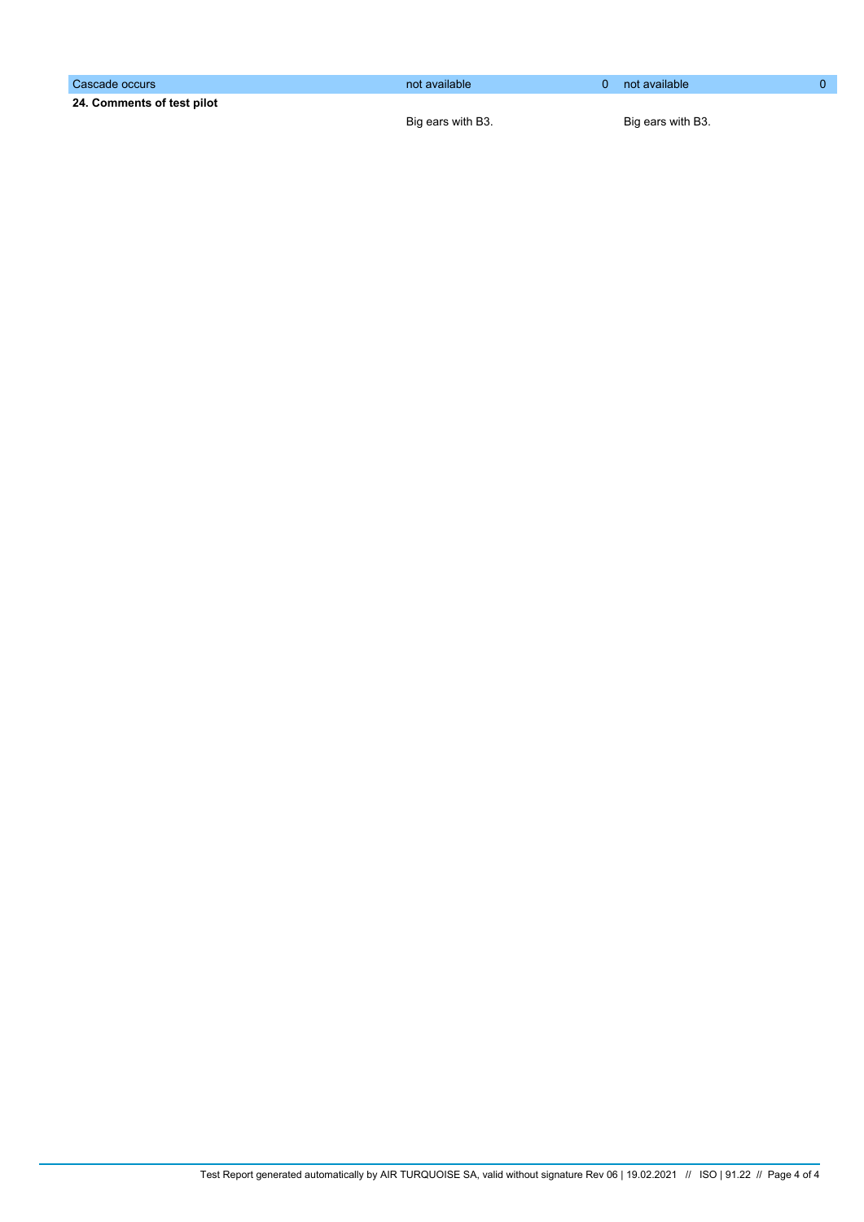| | | | | |
|---|---|---|---|---|
| Cascade occurs | not available | 0 | not available | 0 |

**24. Comments of test pilot**

| | | | | |
|---|---|---|---|---|
| | Big ears with B3. | | Big ears with B3. | |